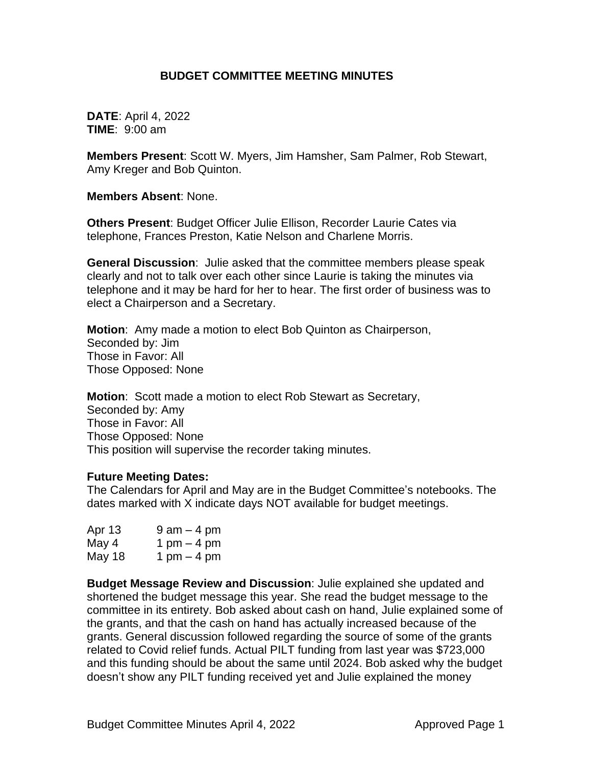# BUDGET COMMITTEE MEETING MINUTES

**DATE**: April 4, 2022
**TIME**: 9:00 am

**Members Present**: Scott W. Myers, Jim Hamsher, Sam Palmer, Rob Stewart, Amy Kreger and Bob Quinton.

**Members Absent**: None.

**Others Present**: Budget Officer Julie Ellison, Recorder Laurie Cates via telephone, Frances Preston, Katie Nelson and Charlene Morris.

**General Discussion**: Julie asked that the committee members please speak clearly and not to talk over each other since Laurie is taking the minutes via telephone and it may be hard for her to hear. The first order of business was to elect a Chairperson and a Secretary.

**Motion**: Amy made a motion to elect Bob Quinton as Chairperson,
Seconded by: Jim
Those in Favor: All
Those Opposed: None

**Motion**: Scott made a motion to elect Rob Stewart as Secretary,
Seconded by: Amy
Those in Favor: All
Those Opposed: None
This position will supervise the recorder taking minutes.

**Future Meeting Dates:**
The Calendars for April and May are in the Budget Committee's notebooks. The dates marked with X indicate days NOT available for budget meetings.

| | |
|---|---|
| Apr 13 | 9 am – 4 pm |
| May 4 | 1 pm – 4 pm |
| May 18 | 1 pm – 4 pm |

**Budget Message Review and Discussion**: Julie explained she updated and shortened the budget message this year. She read the budget message to the committee in its entirety. Bob asked about cash on hand, Julie explained some of the grants, and that the cash on hand has actually increased because of the grants. General discussion followed regarding the source of some of the grants related to Covid relief funds. Actual PILT funding from last year was $723,000 and this funding should be about the same until 2024. Bob asked why the budget doesn't show any PILT funding received yet and Julie explained the money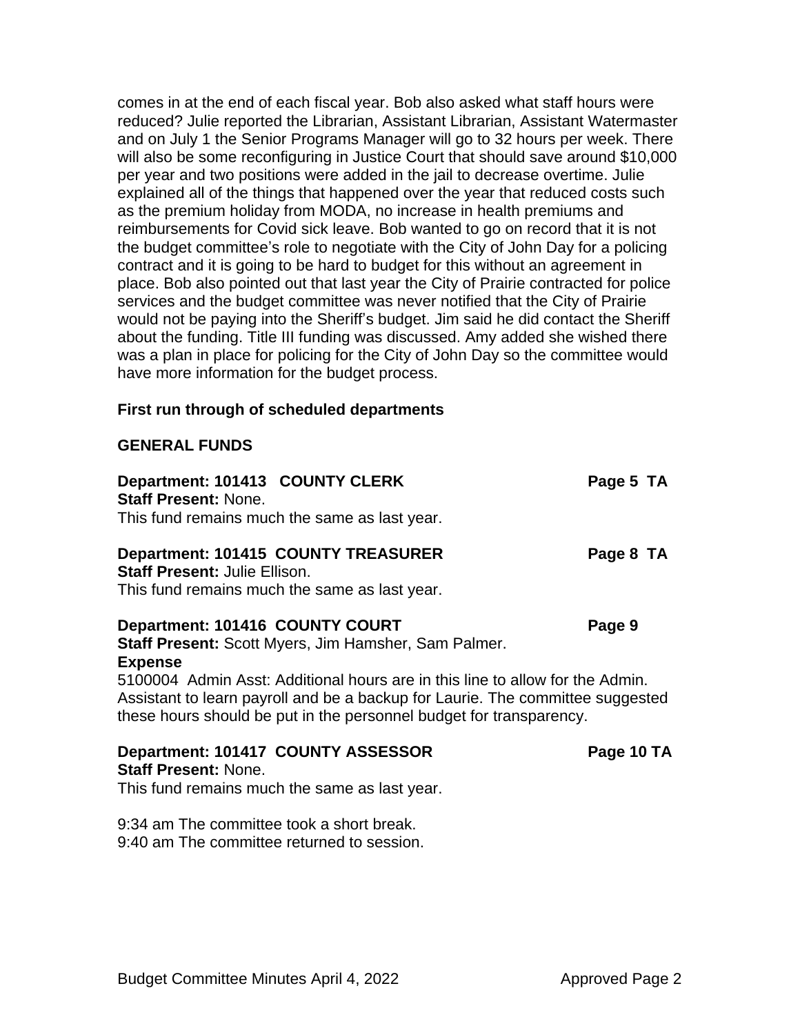comes in at the end of each fiscal year. Bob also asked what staff hours were reduced? Julie reported the Librarian, Assistant Librarian, Assistant Watermaster and on July 1 the Senior Programs Manager will go to 32 hours per week. There will also be some reconfiguring in Justice Court that should save around $10,000 per year and two positions were added in the jail to decrease overtime. Julie explained all of the things that happened over the year that reduced costs such as the premium holiday from MODA, no increase in health premiums and reimbursements for Covid sick leave. Bob wanted to go on record that it is not the budget committee's role to negotiate with the City of John Day for a policing contract and it is going to be hard to budget for this without an agreement in place. Bob also pointed out that last year the City of Prairie contracted for police services and the budget committee was never notified that the City of Prairie would not be paying into the Sheriff's budget. Jim said he did contact the Sheriff about the funding. Title III funding was discussed. Amy added she wished there was a plan in place for policing for the City of John Day so the committee would have more information for the budget process.

**First run through of scheduled departments**

**GENERAL FUNDS**

**Department: 101413 COUNTY CLERK** **Page 5 TA**
**Staff Present:** None.
This fund remains much the same as last year.

**Department: 101415 COUNTY TREASURER** **Page 8 TA**
**Staff Present:** Julie Ellison.
This fund remains much the same as last year.

**Department: 101416 COUNTY COURT** **Page 9**
**Staff Present:** Scott Myers, Jim Hamsher, Sam Palmer.
**Expense**
5100004 Admin Asst: Additional hours are in this line to allow for the Admin. Assistant to learn payroll and be a backup for Laurie. The committee suggested these hours should be put in the personnel budget for transparency.

**Department: 101417 COUNTY ASSESSOR** **Page 10 TA**
**Staff Present:** None.
This fund remains much the same as last year.

9:34 am The committee took a short break.
9:40 am The committee returned to session.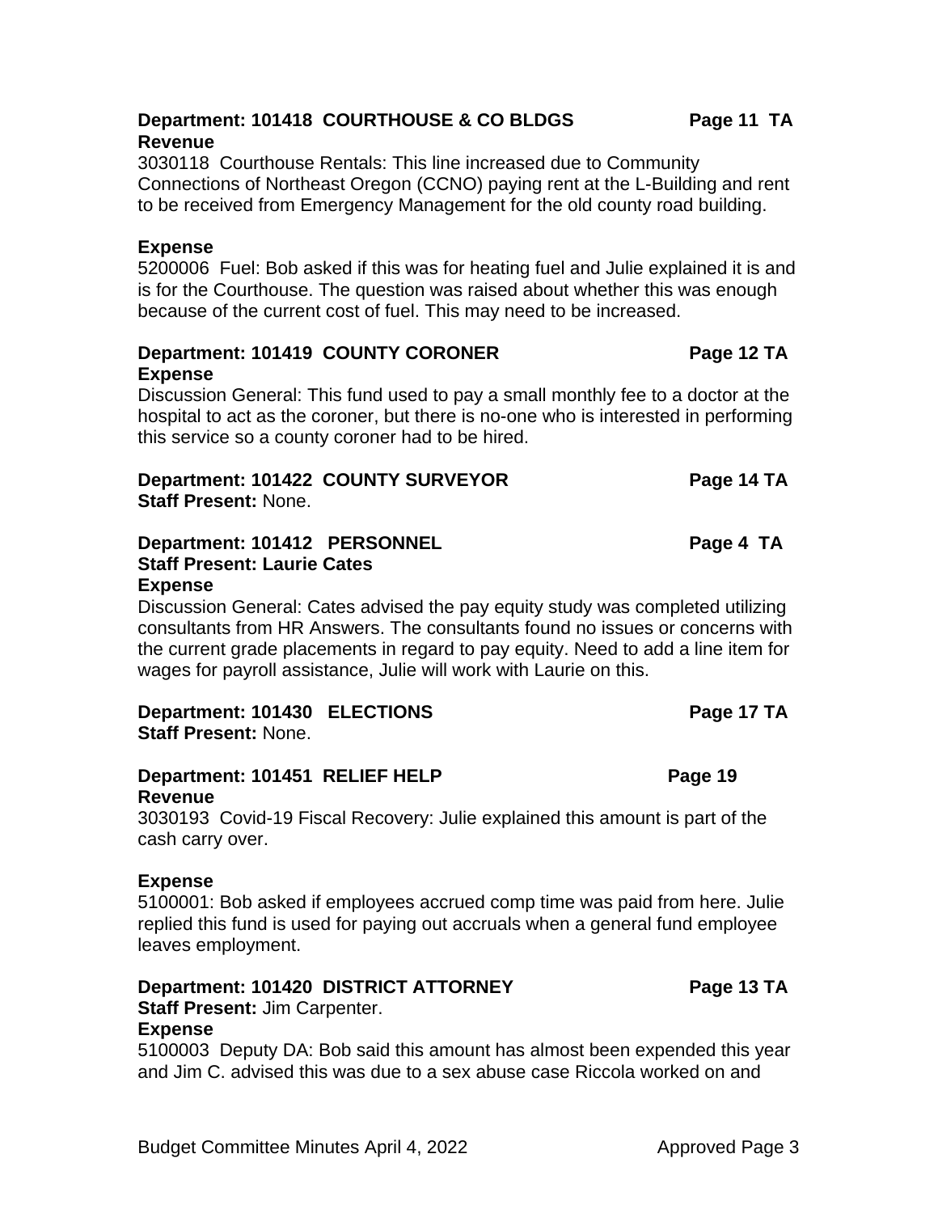**Department: 101418 COURTHOUSE & CO BLDGS Page 11 TA**
**Revenue**
3030118 Courthouse Rentals: This line increased due to Community Connections of Northeast Oregon (CCNO) paying rent at the L-Building and rent to be received from Emergency Management for the old county road building.

**Expense**
5200006 Fuel: Bob asked if this was for heating fuel and Julie explained it is and is for the Courthouse. The question was raised about whether this was enough because of the current cost of fuel. This may need to be increased.

**Department: 101419 COUNTY CORONER Page 12 TA**
**Expense**
Discussion General: This fund used to pay a small monthly fee to a doctor at the hospital to act as the coroner, but there is no-one who is interested in performing this service so a county coroner had to be hired.

**Department: 101422 COUNTY SURVEYOR Page 14 TA**
**Staff Present:** None.

**Department: 101412 PERSONNEL Page 4 TA**
**Staff Present: Laurie Cates**
**Expense**
Discussion General: Cates advised the pay equity study was completed utilizing consultants from HR Answers. The consultants found no issues or concerns with the current grade placements in regard to pay equity. Need to add a line item for wages for payroll assistance, Julie will work with Laurie on this.

**Department: 101430 ELECTIONS Page 17 TA**
**Staff Present:** None.

**Department: 101451 RELIEF HELP Page 19**
**Revenue**
3030193 Covid-19 Fiscal Recovery: Julie explained this amount is part of the cash carry over.

**Expense**
5100001: Bob asked if employees accrued comp time was paid from here. Julie replied this fund is used for paying out accruals when a general fund employee leaves employment.

**Department: 101420 DISTRICT ATTORNEY Page 13 TA**
**Staff Present:** Jim Carpenter.
**Expense**
5100003 Deputy DA: Bob said this amount has almost been expended this year and Jim C. advised this was due to a sex abuse case Riccola worked on and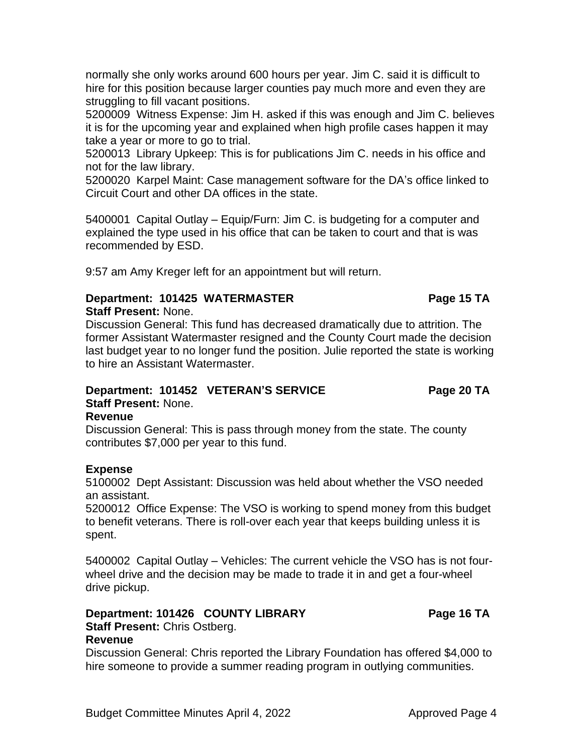normally she only works around 600 hours per year. Jim C. said it is difficult to hire for this position because larger counties pay much more and even they are struggling to fill vacant positions.
5200009 Witness Expense: Jim H. asked if this was enough and Jim C. believes it is for the upcoming year and explained when high profile cases happen it may take a year or more to go to trial.
5200013 Library Upkeep: This is for publications Jim C. needs in his office and not for the law library.
5200020 Karpel Maint: Case management software for the DA's office linked to Circuit Court and other DA offices in the state.

5400001 Capital Outlay – Equip/Furn: Jim C. is budgeting for a computer and explained the type used in his office that can be taken to court and that is was recommended by ESD.

9:57 am Amy Kreger left for an appointment but will return.

**Department: 101425 WATERMASTER** **Page 15 TA**
**Staff Present:** None.
Discussion General: This fund has decreased dramatically due to attrition. The former Assistant Watermaster resigned and the County Court made the decision last budget year to no longer fund the position. Julie reported the state is working to hire an Assistant Watermaster.

**Department: 101452 VETERAN'S SERVICE** **Page 20 TA**
**Staff Present:** None.
**Revenue**
Discussion General: This is pass through money from the state. The county contributes $7,000 per year to this fund.

**Expense**
5100002 Dept Assistant: Discussion was held about whether the VSO needed an assistant.
5200012 Office Expense: The VSO is working to spend money from this budget to benefit veterans. There is roll-over each year that keeps building unless it is spent.

5400002 Capital Outlay – Vehicles: The current vehicle the VSO has is not four-wheel drive and the decision may be made to trade it in and get a four-wheel drive pickup.

**Department: 101426 COUNTY LIBRARY** **Page 16 TA**
**Staff Present:** Chris Ostberg.
**Revenue**
Discussion General: Chris reported the Library Foundation has offered $4,000 to hire someone to provide a summer reading program in outlying communities.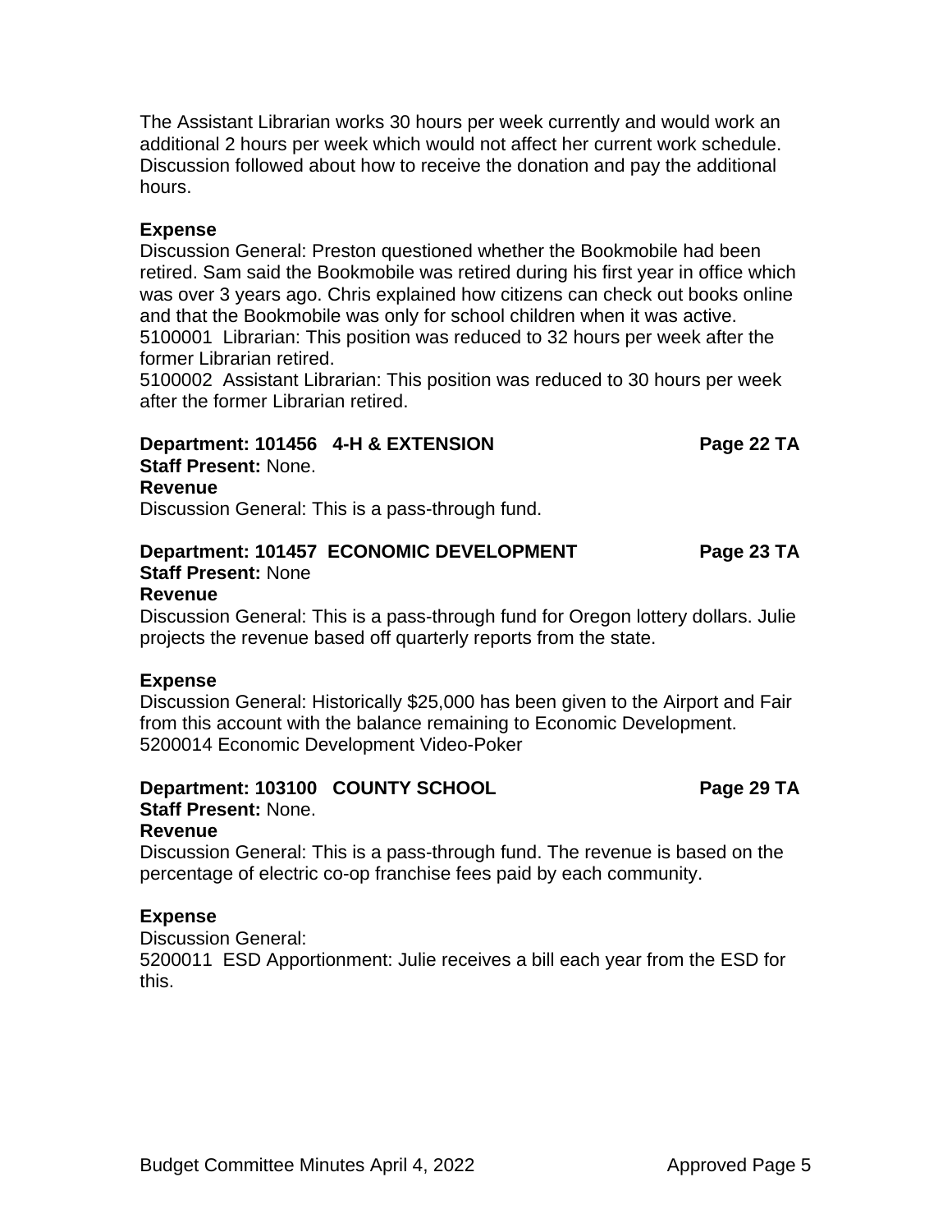The Assistant Librarian works 30 hours per week currently and would work an additional 2 hours per week which would not affect her current work schedule. Discussion followed about how to receive the donation and pay the additional hours.

**Expense**

Discussion General: Preston questioned whether the Bookmobile had been retired. Sam said the Bookmobile was retired during his first year in office which was over 3 years ago. Chris explained how citizens can check out books online and that the Bookmobile was only for school children when it was active.
5100001 Librarian: This position was reduced to 32 hours per week after the former Librarian retired.
5100002 Assistant Librarian: This position was reduced to 30 hours per week after the former Librarian retired.

**Department: 101456 4-H & EXTENSION** **Page 22 TA**
**Staff Present:** None.
**Revenue**
Discussion General: This is a pass-through fund.

**Department: 101457 ECONOMIC DEVELOPMENT** **Page 23 TA**
**Staff Present:** None
**Revenue**
Discussion General: This is a pass-through fund for Oregon lottery dollars. Julie projects the revenue based off quarterly reports from the state.

**Expense**

Discussion General: Historically $25,000 has been given to the Airport and Fair from this account with the balance remaining to Economic Development.
5200014 Economic Development Video-Poker

**Department: 103100 COUNTY SCHOOL** **Page 29 TA**
**Staff Present:** None.
**Revenue**
Discussion General: This is a pass-through fund. The revenue is based on the percentage of electric co-op franchise fees paid by each community.

**Expense**

Discussion General:
5200011 ESD Apportionment: Julie receives a bill each year from the ESD for this.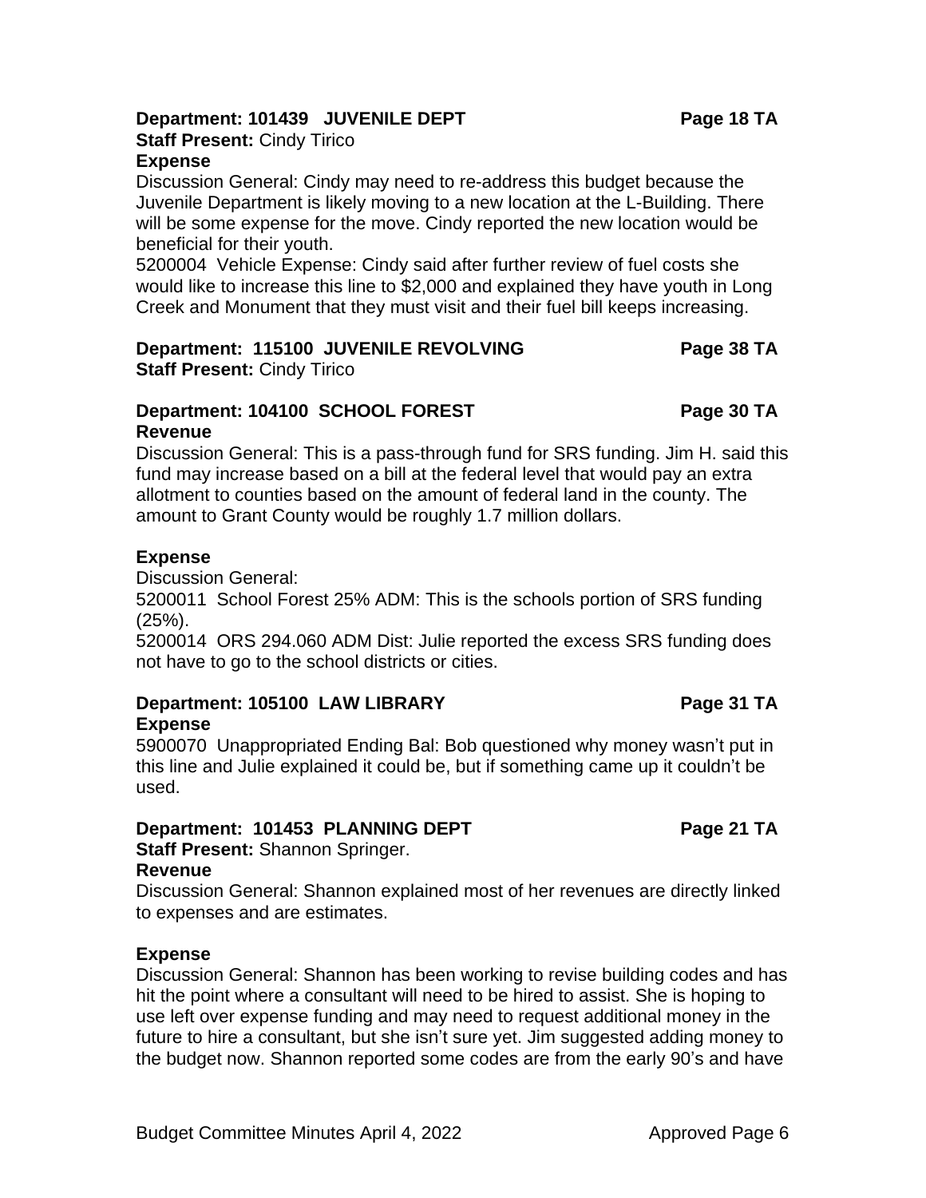**Department: 101439 JUVENILE DEPT** **Page 18 TA**
**Staff Present:** Cindy Tirico
**Expense**
Discussion General: Cindy may need to re-address this budget because the Juvenile Department is likely moving to a new location at the L-Building. There will be some expense for the move. Cindy reported the new location would be beneficial for their youth.
5200004 Vehicle Expense: Cindy said after further review of fuel costs she would like to increase this line to $2,000 and explained they have youth in Long Creek and Monument that they must visit and their fuel bill keeps increasing.

**Department: 115100 JUVENILE REVOLVING** **Page 38 TA**
**Staff Present:** Cindy Tirico

**Department: 104100 SCHOOL FOREST** **Page 30 TA**
**Revenue**
Discussion General: This is a pass-through fund for SRS funding. Jim H. said this fund may increase based on a bill at the federal level that would pay an extra allotment to counties based on the amount of federal land in the county. The amount to Grant County would be roughly 1.7 million dollars.

**Expense**
Discussion General:
5200011 School Forest 25% ADM: This is the schools portion of SRS funding (25%).
5200014 ORS 294.060 ADM Dist: Julie reported the excess SRS funding does not have to go to the school districts or cities.

**Department: 105100 LAW LIBRARY** **Page 31 TA**
**Expense**
5900070 Unappropriated Ending Bal: Bob questioned why money wasn't put in this line and Julie explained it could be, but if something came up it couldn't be used.

**Department: 101453 PLANNING DEPT** **Page 21 TA**
**Staff Present:** Shannon Springer.
**Revenue**
Discussion General: Shannon explained most of her revenues are directly linked to expenses and are estimates.

**Expense**
Discussion General: Shannon has been working to revise building codes and has hit the point where a consultant will need to be hired to assist. She is hoping to use left over expense funding and may need to request additional money in the future to hire a consultant, but she isn't sure yet. Jim suggested adding money to the budget now. Shannon reported some codes are from the early 90's and have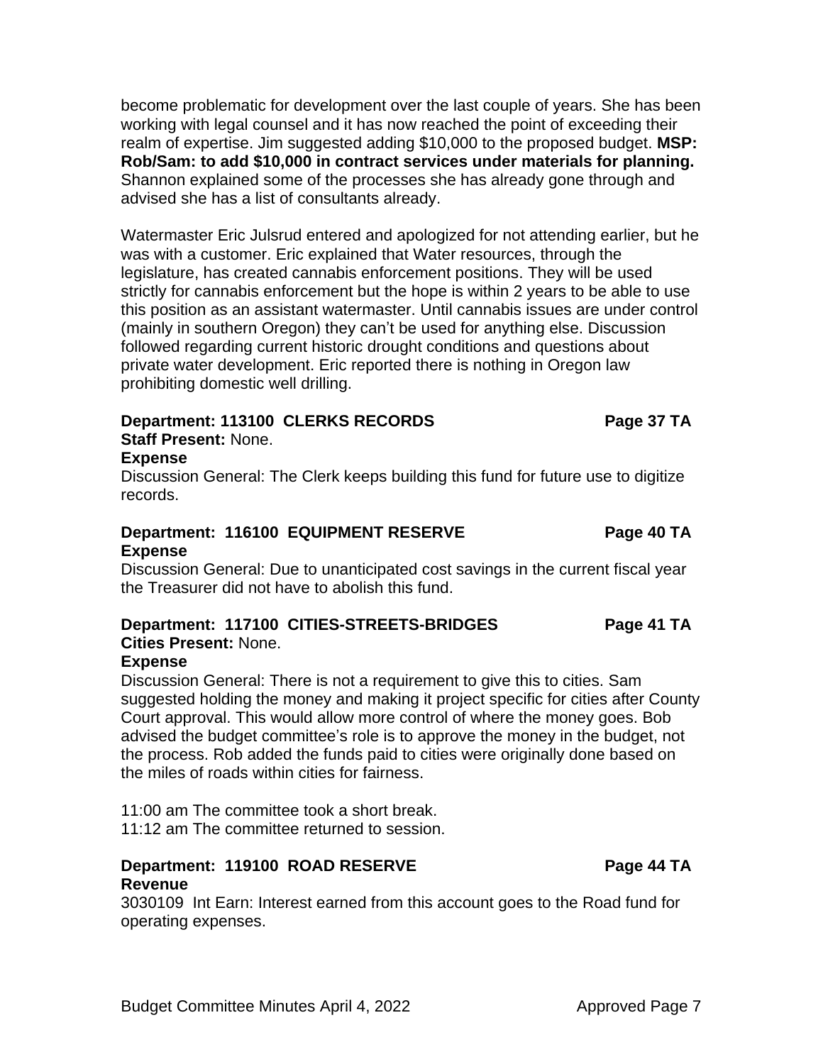become problematic for development over the last couple of years. She has been working with legal counsel and it has now reached the point of exceeding their realm of expertise. Jim suggested adding $10,000 to the proposed budget. **MSP: Rob/Sam: to add $10,000 in contract services under materials for planning.** Shannon explained some of the processes she has already gone through and advised she has a list of consultants already.

Watermaster Eric Julsrud entered and apologized for not attending earlier, but he was with a customer. Eric explained that Water resources, through the legislature, has created cannabis enforcement positions. They will be used strictly for cannabis enforcement but the hope is within 2 years to be able to use this position as an assistant watermaster. Until cannabis issues are under control (mainly in southern Oregon) they can't be used for anything else. Discussion followed regarding current historic drought conditions and questions about private water development. Eric reported there is nothing in Oregon law prohibiting domestic well drilling.

**Department: 113100 CLERKS RECORDS** **Page 37 TA**
**Staff Present:** None.
**Expense**
Discussion General: The Clerk keeps building this fund for future use to digitize records.

**Department: 116100 EQUIPMENT RESERVE** **Page 40 TA**
**Expense**
Discussion General: Due to unanticipated cost savings in the current fiscal year the Treasurer did not have to abolish this fund.

**Department: 117100 CITIES-STREETS-BRIDGES** **Page 41 TA**
**Cities Present:** None.
**Expense**
Discussion General: There is not a requirement to give this to cities. Sam suggested holding the money and making it project specific for cities after County Court approval. This would allow more control of where the money goes. Bob advised the budget committee's role is to approve the money in the budget, not the process. Rob added the funds paid to cities were originally done based on the miles of roads within cities for fairness.

11:00 am The committee took a short break.
11:12 am The committee returned to session.

**Department: 119100 ROAD RESERVE** **Page 44 TA**
**Revenue**
3030109 Int Earn: Interest earned from this account goes to the Road fund for operating expenses.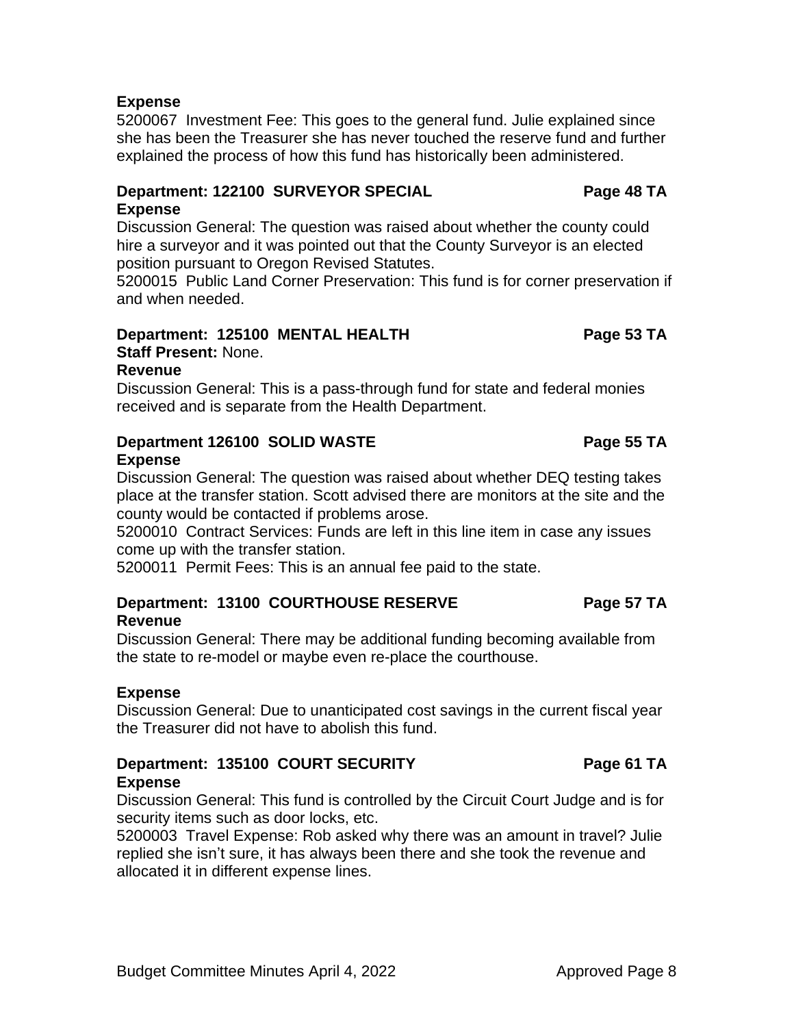**Expense**

5200067  Investment Fee: This goes to the general fund. Julie explained since she has been the Treasurer she has never touched the reserve fund and further explained the process of how this fund has historically been administered.

**Department: 122100  SURVEYOR SPECIAL                    Page 48 TA**

**Expense**

Discussion General: The question was raised about whether the county could hire a surveyor and it was pointed out that the County Surveyor is an elected position pursuant to Oregon Revised Statutes.

5200015  Public Land Corner Preservation: This fund is for corner preservation if and when needed.

**Department:  125100  MENTAL HEALTH                    Page 53 TA**

**Staff Present:** None.

**Revenue**

Discussion General: This is a pass-through fund for state and federal monies received and is separate from the Health Department.

**Department 126100  SOLID WASTE                    Page 55 TA**

**Expense**

Discussion General: The question was raised about whether DEQ testing takes place at the transfer station. Scott advised there are monitors at the site and the county would be contacted if problems arose.

5200010  Contract Services: Funds are left in this line item in case any issues come up with the transfer station.

5200011  Permit Fees: This is an annual fee paid to the state.

**Department:  13100  COURTHOUSE RESERVE                    Page 57 TA**

**Revenue**

Discussion General: There may be additional funding becoming available from the state to re-model or maybe even re-place the courthouse.

**Expense**

Discussion General: Due to unanticipated cost savings in the current fiscal year the Treasurer did not have to abolish this fund.

**Department:  135100  COURT SECURITY                    Page 61 TA**

**Expense**

Discussion General: This fund is controlled by the Circuit Court Judge and is for security items such as door locks, etc.

5200003  Travel Expense: Rob asked why there was an amount in travel? Julie replied she isn't sure, it has always been there and she took the revenue and allocated it in different expense lines.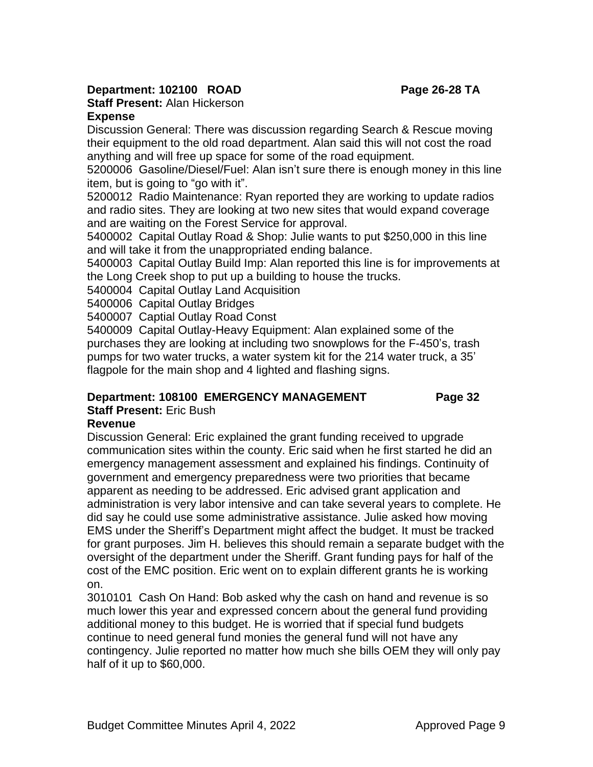**Department: 102100 ROAD** **Page 26-28 TA**

**Staff Present:** Alan Hickerson

**Expense**

Discussion General: There was discussion regarding Search & Rescue moving their equipment to the old road department. Alan said this will not cost the road anything and will free up space for some of the road equipment.

5200006 Gasoline/Diesel/Fuel: Alan isn't sure there is enough money in this line item, but is going to "go with it".

5200012 Radio Maintenance: Ryan reported they are working to update radios and radio sites. They are looking at two new sites that would expand coverage and are waiting on the Forest Service for approval.

5400002 Capital Outlay Road & Shop: Julie wants to put $250,000 in this line and will take it from the unappropriated ending balance.

5400003 Capital Outlay Build Imp: Alan reported this line is for improvements at the Long Creek shop to put up a building to house the trucks.

5400004 Capital Outlay Land Acquisition

5400006 Capital Outlay Bridges

5400007 Captial Outlay Road Const

5400009 Capital Outlay-Heavy Equipment: Alan explained some of the purchases they are looking at including two snowplows for the F-450's, trash pumps for two water trucks, a water system kit for the 214 water truck, a 35' flagpole for the main shop and 4 lighted and flashing signs.

**Department: 108100 EMERGENCY MANAGEMENT** **Page 32**

**Staff Present:** Eric Bush

**Revenue**

Discussion General: Eric explained the grant funding received to upgrade communication sites within the county. Eric said when he first started he did an emergency management assessment and explained his findings. Continuity of government and emergency preparedness were two priorities that became apparent as needing to be addressed. Eric advised grant application and administration is very labor intensive and can take several years to complete. He did say he could use some administrative assistance. Julie asked how moving EMS under the Sheriff's Department might affect the budget. It must be tracked for grant purposes. Jim H. believes this should remain a separate budget with the oversight of the department under the Sheriff. Grant funding pays for half of the cost of the EMC position. Eric went on to explain different grants he is working on.

3010101 Cash On Hand: Bob asked why the cash on hand and revenue is so much lower this year and expressed concern about the general fund providing additional money to this budget. He is worried that if special fund budgets continue to need general fund monies the general fund will not have any contingency. Julie reported no matter how much she bills OEM they will only pay half of it up to $60,000.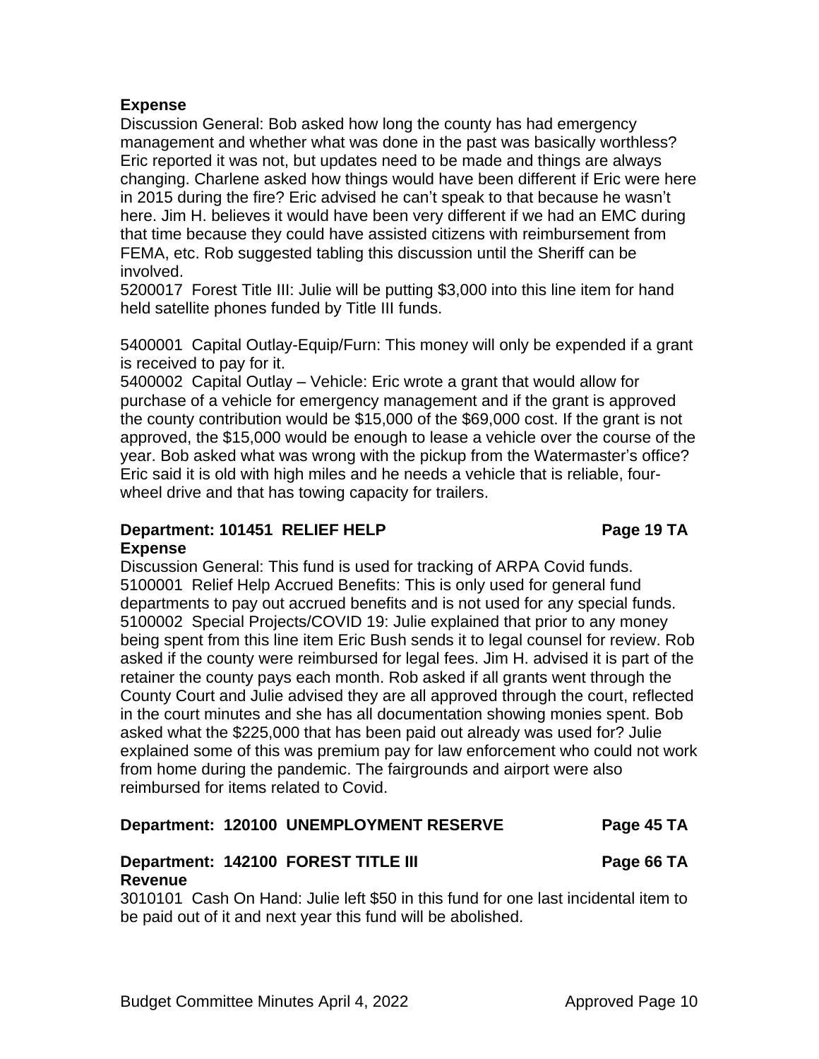**Expense**

Discussion General: Bob asked how long the county has had emergency management and whether what was done in the past was basically worthless? Eric reported it was not, but updates need to be made and things are always changing. Charlene asked how things would have been different if Eric were here in 2015 during the fire? Eric advised he can't speak to that because he wasn't here. Jim H. believes it would have been very different if we had an EMC during that time because they could have assisted citizens with reimbursement from FEMA, etc. Rob suggested tabling this discussion until the Sheriff can be involved.

5200017 Forest Title III: Julie will be putting $3,000 into this line item for hand held satellite phones funded by Title III funds.

5400001 Capital Outlay-Equip/Furn: This money will only be expended if a grant is received to pay for it.

5400002 Capital Outlay – Vehicle: Eric wrote a grant that would allow for purchase of a vehicle for emergency management and if the grant is approved the county contribution would be $15,000 of the $69,000 cost. If the grant is not approved, the $15,000 would be enough to lease a vehicle over the course of the year. Bob asked what was wrong with the pickup from the Watermaster's office? Eric said it is old with high miles and he needs a vehicle that is reliable, four-wheel drive and that has towing capacity for trailers.

**Department: 101451 RELIEF HELP Page 19 TA**

**Expense**

Discussion General: This fund is used for tracking of ARPA Covid funds.

5100001 Relief Help Accrued Benefits: This is only used for general fund departments to pay out accrued benefits and is not used for any special funds.

5100002 Special Projects/COVID 19: Julie explained that prior to any money being spent from this line item Eric Bush sends it to legal counsel for review. Rob asked if the county were reimbursed for legal fees. Jim H. advised it is part of the retainer the county pays each month. Rob asked if all grants went through the County Court and Julie advised they are all approved through the court, reflected in the court minutes and she has all documentation showing monies spent. Bob asked what the $225,000 that has been paid out already was used for? Julie explained some of this was premium pay for law enforcement who could not work from home during the pandemic. The fairgrounds and airport were also reimbursed for items related to Covid.

**Department: 120100 UNEMPLOYMENT RESERVE Page 45 TA**

**Department: 142100 FOREST TITLE III Page 66 TA**

**Revenue**

3010101 Cash On Hand: Julie left $50 in this fund for one last incidental item to be paid out of it and next year this fund will be abolished.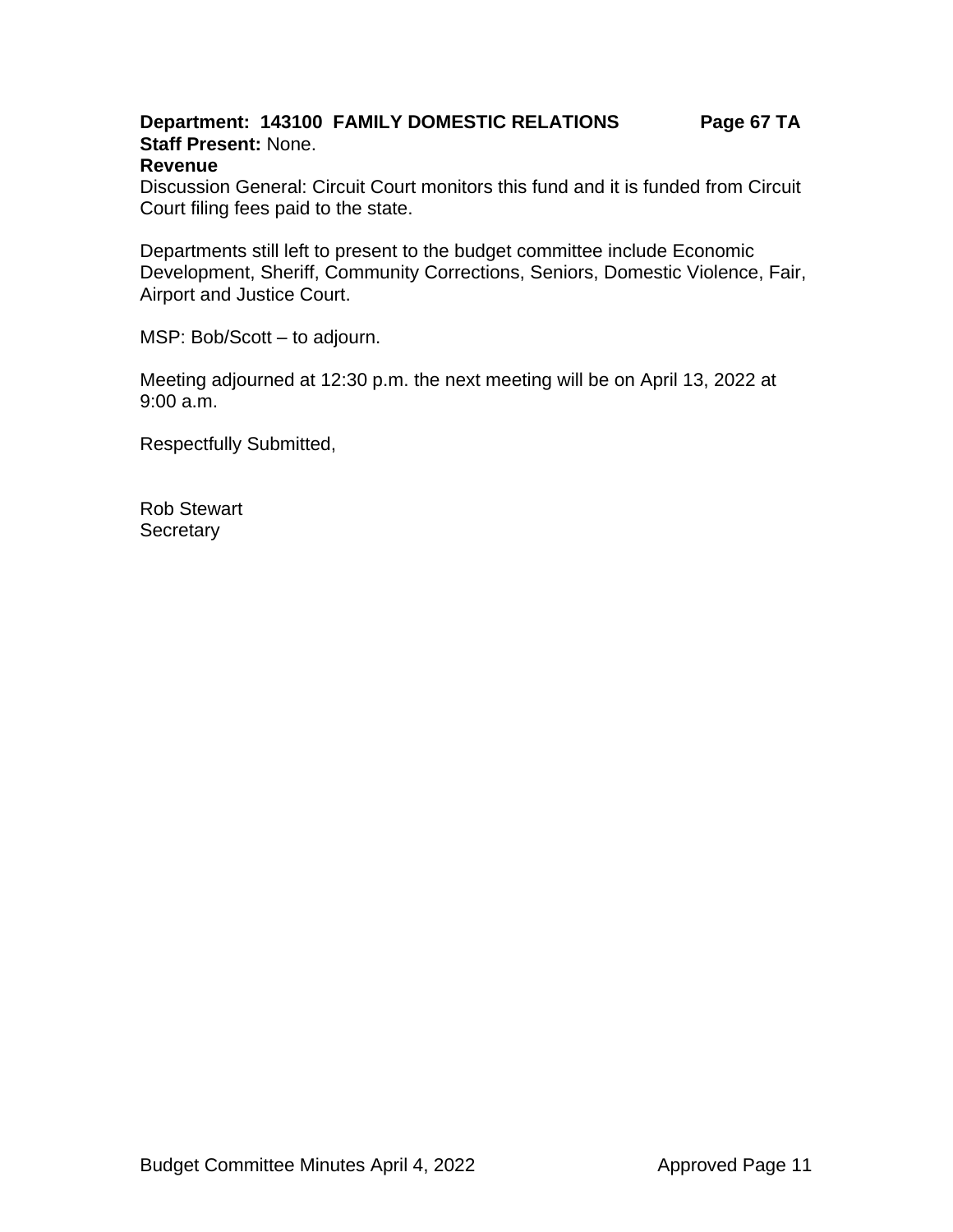**Department: 143100 FAMILY DOMESTIC RELATIONS Page 67 TA**

**Staff Present:** None.

**Revenue**

Discussion General: Circuit Court monitors this fund and it is funded from Circuit Court filing fees paid to the state.

Departments still left to present to the budget committee include Economic Development, Sheriff, Community Corrections, Seniors, Domestic Violence, Fair, Airport and Justice Court.

MSP: Bob/Scott – to adjourn.

Meeting adjourned at 12:30 p.m. the next meeting will be on April 13, 2022 at 9:00 a.m.

Respectfully Submitted,

Rob Stewart
Secretary